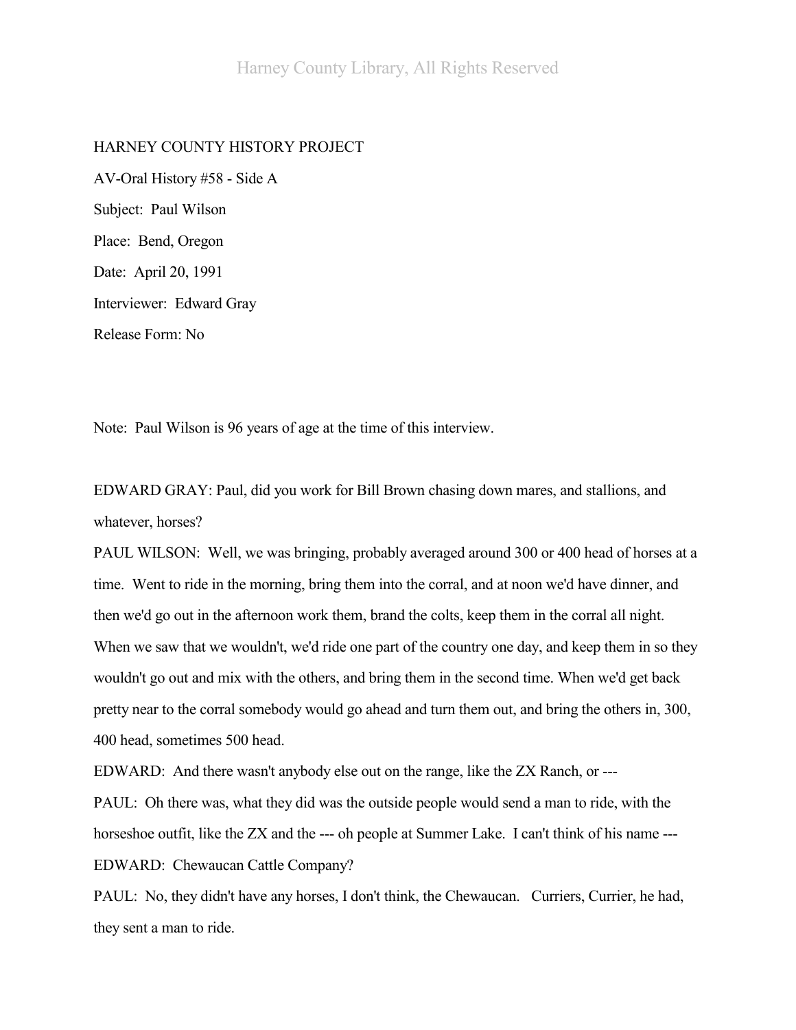HARNEY COUNTY HISTORY PROJECT

AV-Oral History #58 - Side A

Subject: Paul Wilson

Place: Bend, Oregon

Date: April 20, 1991

Interviewer: Edward Gray

Release Form: No

Note: Paul Wilson is 96 years of age at the time of this interview.

EDWARD GRAY: Paul, did you work for Bill Brown chasing down mares, and stallions, and whatever, horses?

PAUL WILSON: Well, we was bringing, probably averaged around 300 or 400 head of horses at a time. Went to ride in the morning, bring them into the corral, and at noon we'd have dinner, and then we'd go out in the afternoon work them, brand the colts, keep them in the corral all night. When we saw that we wouldn't, we'd ride one part of the country one day, and keep them in so they wouldn't go out and mix with the others, and bring them in the second time. When we'd get back pretty near to the corral somebody would go ahead and turn them out, and bring the others in, 300, 400 head, sometimes 500 head.

EDWARD: And there wasn't anybody else out on the range, like the ZX Ranch, or ---

PAUL: Oh there was, what they did was the outside people would send a man to ride, with the horseshoe outfit, like the ZX and the --- oh people at Summer Lake. I can't think of his name ---

EDWARD: Chewaucan Cattle Company?

PAUL: No, they didn't have any horses, I don't think, the Chewaucan. Curriers, Currier, he had, they sent a man to ride.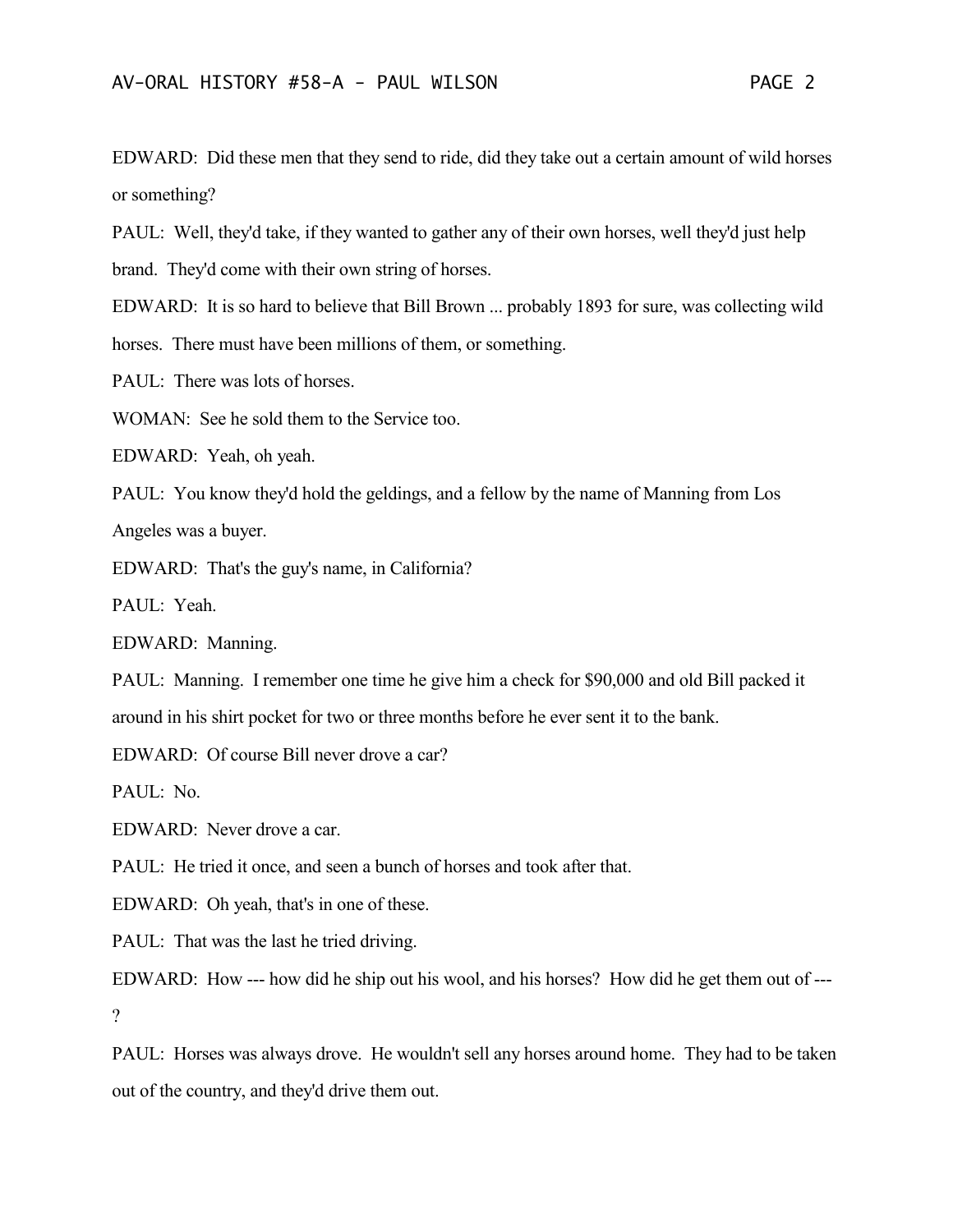EDWARD: Did these men that they send to ride, did they take out a certain amount of wild horses or something?

PAUL: Well, they'd take, if they wanted to gather any of their own horses, well they'd just help brand. They'd come with their own string of horses.

EDWARD: It is so hard to believe that Bill Brown ... probably 1893 for sure, was collecting wild horses. There must have been millions of them, or something.

PAUL: There was lots of horses.

WOMAN: See he sold them to the Service too.

EDWARD: Yeah, oh yeah.

PAUL: You know they'd hold the geldings, and a fellow by the name of Manning from Los Angeles was a buyer.

EDWARD: That's the guy's name, in California?

PAUL: Yeah.

EDWARD: Manning.

PAUL: Manning. I remember one time he give him a check for $90,000 and old Bill packed it around in his shirt pocket for two or three months before he ever sent it to the bank.

EDWARD: Of course Bill never drove a car?

PAUL: No.

EDWARD: Never drove a car.

PAUL: He tried it once, and seen a bunch of horses and took after that.

EDWARD: Oh yeah, that's in one of these.

PAUL: That was the last he tried driving.

EDWARD: How --- how did he ship out his wool, and his horses? How did he get them out of --- ?

PAUL: Horses was always drove. He wouldn't sell any horses around home. They had to be taken out of the country, and they'd drive them out.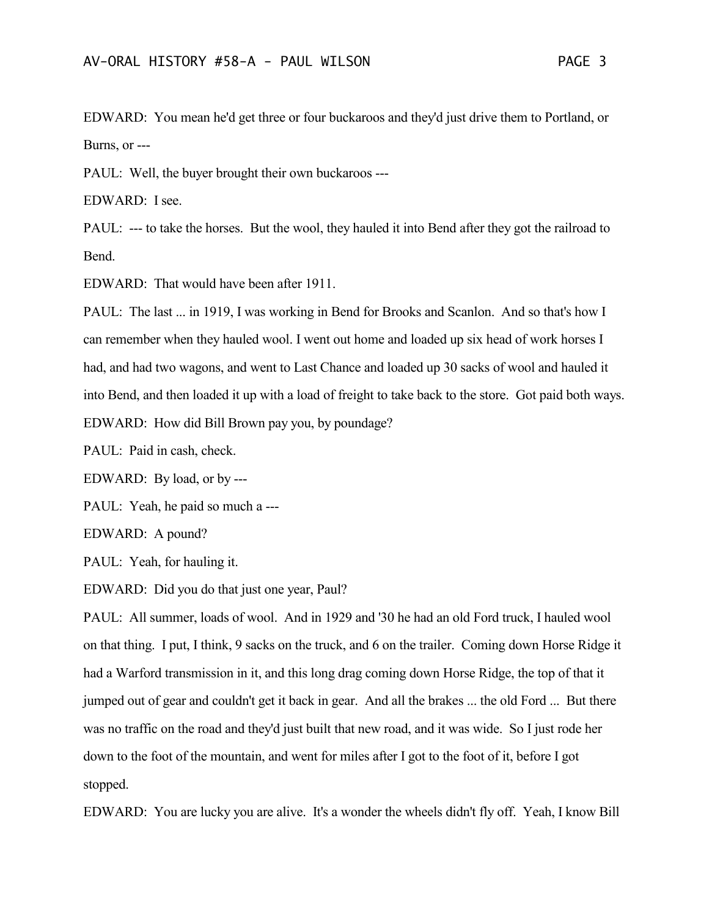EDWARD: You mean he'd get three or four buckaroos and they'd just drive them to Portland, or Burns, or ---

PAUL: Well, the buyer brought their own buckaroos ---

EDWARD: I see.

PAUL: --- to take the horses. But the wool, they hauled it into Bend after they got the railroad to Bend.

EDWARD: That would have been after 1911.

PAUL: The last ... in 1919, I was working in Bend for Brooks and Scanlon. And so that's how I can remember when they hauled wool. I went out home and loaded up six head of work horses I had, and had two wagons, and went to Last Chance and loaded up 30 sacks of wool and hauled it into Bend, and then loaded it up with a load of freight to take back to the store. Got paid both ways.

EDWARD: How did Bill Brown pay you, by poundage?

PAUL: Paid in cash, check.

EDWARD: By load, or by ---

PAUL: Yeah, he paid so much a ---

EDWARD: A pound?

PAUL: Yeah, for hauling it.

EDWARD: Did you do that just one year, Paul?

PAUL: All summer, loads of wool. And in 1929 and '30 he had an old Ford truck, I hauled wool on that thing. I put, I think, 9 sacks on the truck, and 6 on the trailer. Coming down Horse Ridge it had a Warford transmission in it, and this long drag coming down Horse Ridge, the top of that it jumped out of gear and couldn't get it back in gear. And all the brakes ... the old Ford ... But there was no traffic on the road and they'd just built that new road, and it was wide. So I just rode her down to the foot of the mountain, and went for miles after I got to the foot of it, before I got stopped.

EDWARD: You are lucky you are alive. It's a wonder the wheels didn't fly off. Yeah, I know Bill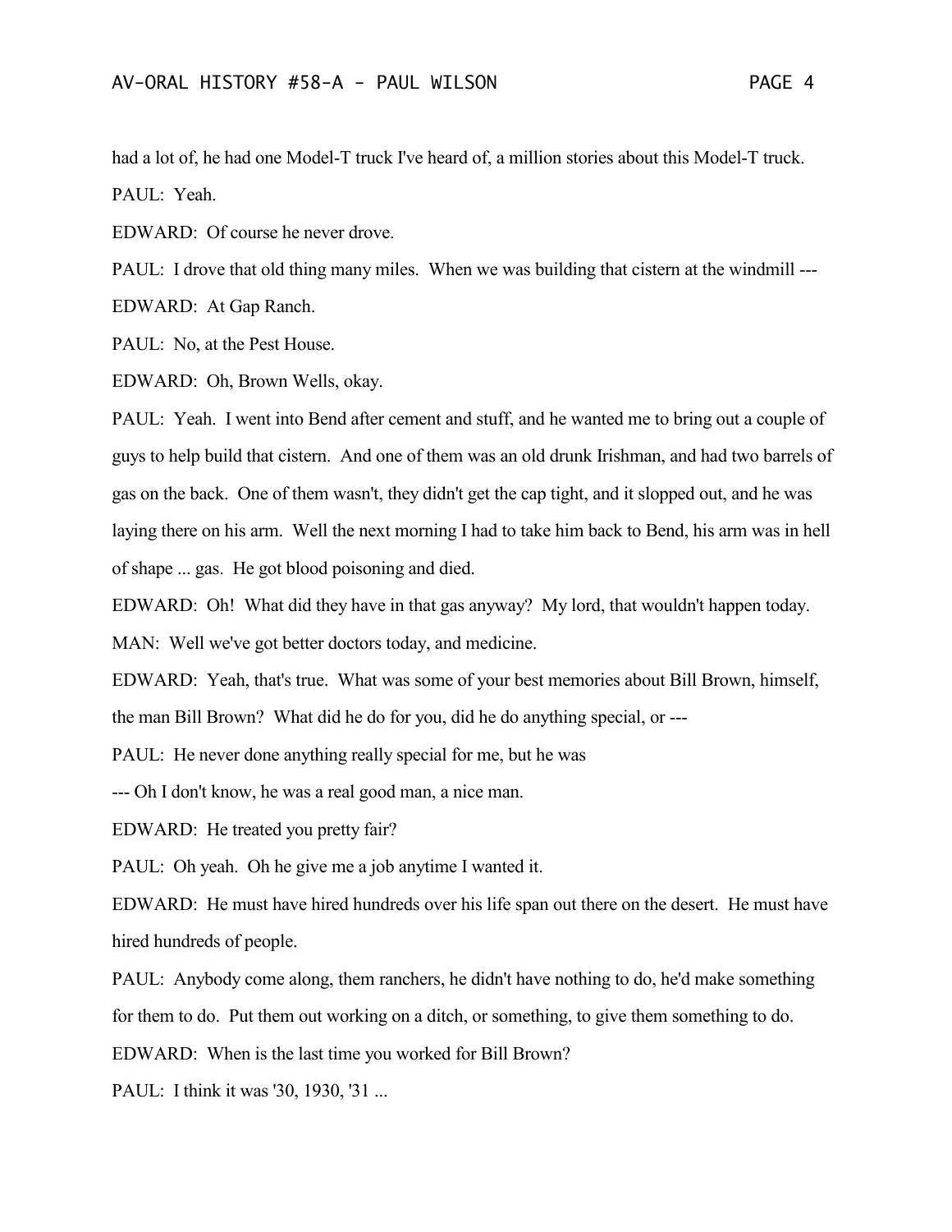had a lot of, he had one Model-T truck I've heard of, a million stories about this Model-T truck.

PAUL: Yeah.

EDWARD: Of course he never drove.

PAUL: I drove that old thing many miles. When we was building that cistern at the windmill ---

EDWARD: At Gap Ranch.

PAUL: No, at the Pest House.

EDWARD: Oh, Brown Wells, okay.

PAUL: Yeah. I went into Bend after cement and stuff, and he wanted me to bring out a couple of guys to help build that cistern. And one of them was an old drunk Irishman, and had two barrels of gas on the back. One of them wasn't, they didn't get the cap tight, and it slopped out, and he was laying there on his arm. Well the next morning I had to take him back to Bend, his arm was in hell of shape ... gas. He got blood poisoning and died.

EDWARD: Oh! What did they have in that gas anyway? My lord, that wouldn't happen today.

MAN: Well we've got better doctors today, and medicine.

EDWARD: Yeah, that's true. What was some of your best memories about Bill Brown, himself, the man Bill Brown? What did he do for you, did he do anything special, or ---

PAUL: He never done anything really special for me, but he was

--- Oh I don't know, he was a real good man, a nice man.

EDWARD: He treated you pretty fair?

PAUL: Oh yeah. Oh he give me a job anytime I wanted it.

EDWARD: He must have hired hundreds over his life span out there on the desert. He must have hired hundreds of people.

PAUL: Anybody come along, them ranchers, he didn't have nothing to do, he'd make something for them to do. Put them out working on a ditch, or something, to give them something to do.

EDWARD: When is the last time you worked for Bill Brown?

PAUL: I think it was '30, 1930, '31 ...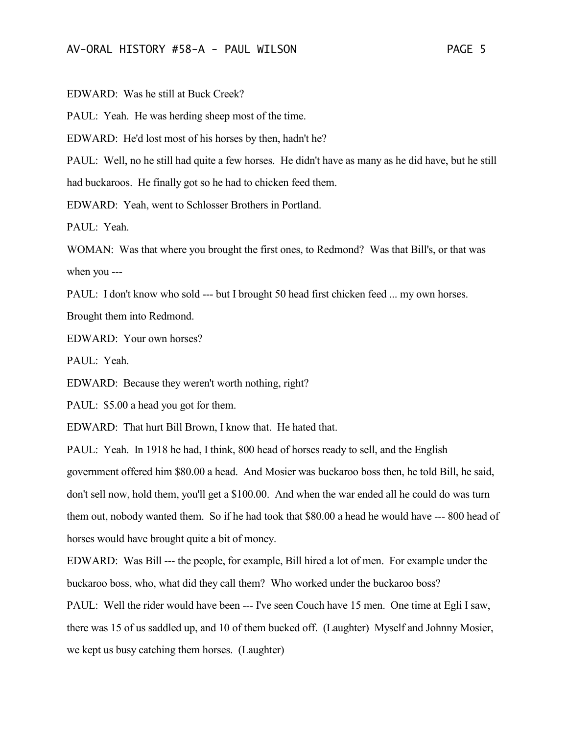EDWARD: Was he still at Buck Creek?

PAUL: Yeah. He was herding sheep most of the time.

EDWARD: He'd lost most of his horses by then, hadn't he?

PAUL: Well, no he still had quite a few horses. He didn't have as many as he did have, but he still had buckaroos. He finally got so he had to chicken feed them.

EDWARD: Yeah, went to Schlosser Brothers in Portland.

PAUL: Yeah.

WOMAN: Was that where you brought the first ones, to Redmond? Was that Bill's, or that was when you ---

PAUL: I don't know who sold --- but I brought 50 head first chicken feed ... my own horses. Brought them into Redmond.

EDWARD: Your own horses?

PAUL: Yeah.

EDWARD: Because they weren't worth nothing, right?

PAUL: $5.00 a head you got for them.

EDWARD: That hurt Bill Brown, I know that. He hated that.

PAUL: Yeah. In 1918 he had, I think, 800 head of horses ready to sell, and the English government offered him $80.00 a head. And Mosier was buckaroo boss then, he told Bill, he said, don't sell now, hold them, you'll get a $100.00. And when the war ended all he could do was turn them out, nobody wanted them. So if he had took that $80.00 a head he would have --- 800 head of horses would have brought quite a bit of money.

EDWARD: Was Bill --- the people, for example, Bill hired a lot of men. For example under the buckaroo boss, who, what did they call them? Who worked under the buckaroo boss?

PAUL: Well the rider would have been --- I've seen Couch have 15 men. One time at Egli I saw, there was 15 of us saddled up, and 10 of them bucked off. (Laughter) Myself and Johnny Mosier, we kept us busy catching them horses. (Laughter)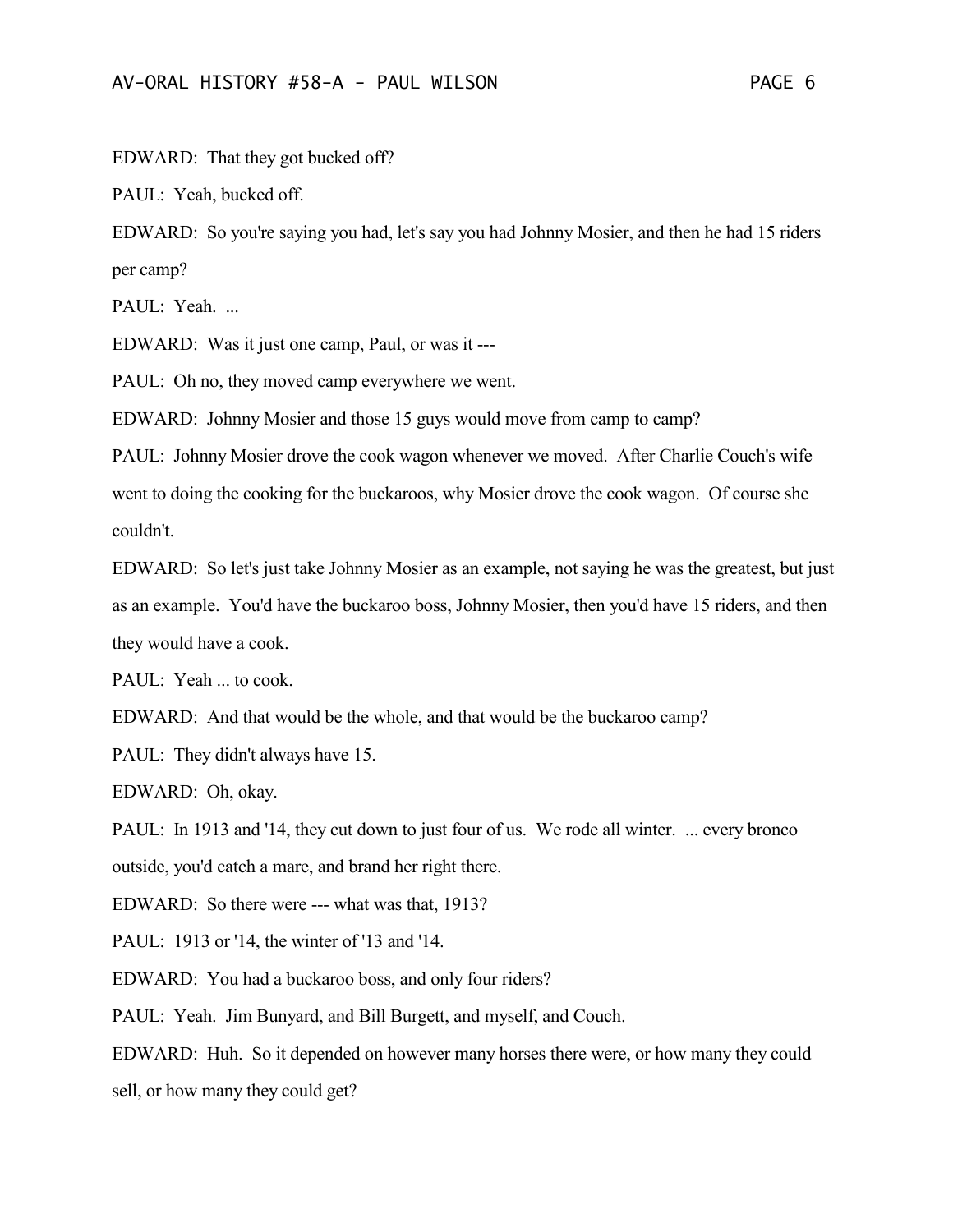EDWARD: That they got bucked off?

PAUL: Yeah, bucked off.

EDWARD: So you're saying you had, let's say you had Johnny Mosier, and then he had 15 riders per camp?

PAUL: Yeah. ...

EDWARD: Was it just one camp, Paul, or was it ---

PAUL: Oh no, they moved camp everywhere we went.

EDWARD: Johnny Mosier and those 15 guys would move from camp to camp?

PAUL: Johnny Mosier drove the cook wagon whenever we moved. After Charlie Couch's wife went to doing the cooking for the buckaroos, why Mosier drove the cook wagon. Of course she couldn't.

EDWARD: So let's just take Johnny Mosier as an example, not saying he was the greatest, but just as an example. You'd have the buckaroo boss, Johnny Mosier, then you'd have 15 riders, and then they would have a cook.

PAUL: Yeah ... to cook.

EDWARD: And that would be the whole, and that would be the buckaroo camp?

PAUL: They didn't always have 15.

EDWARD: Oh, okay.

PAUL: In 1913 and '14, they cut down to just four of us. We rode all winter. ... every bronco outside, you'd catch a mare, and brand her right there.

EDWARD: So there were --- what was that, 1913?

PAUL: 1913 or '14, the winter of '13 and '14.

EDWARD: You had a buckaroo boss, and only four riders?

PAUL: Yeah. Jim Bunyard, and Bill Burgett, and myself, and Couch.

EDWARD: Huh. So it depended on however many horses there were, or how many they could sell, or how many they could get?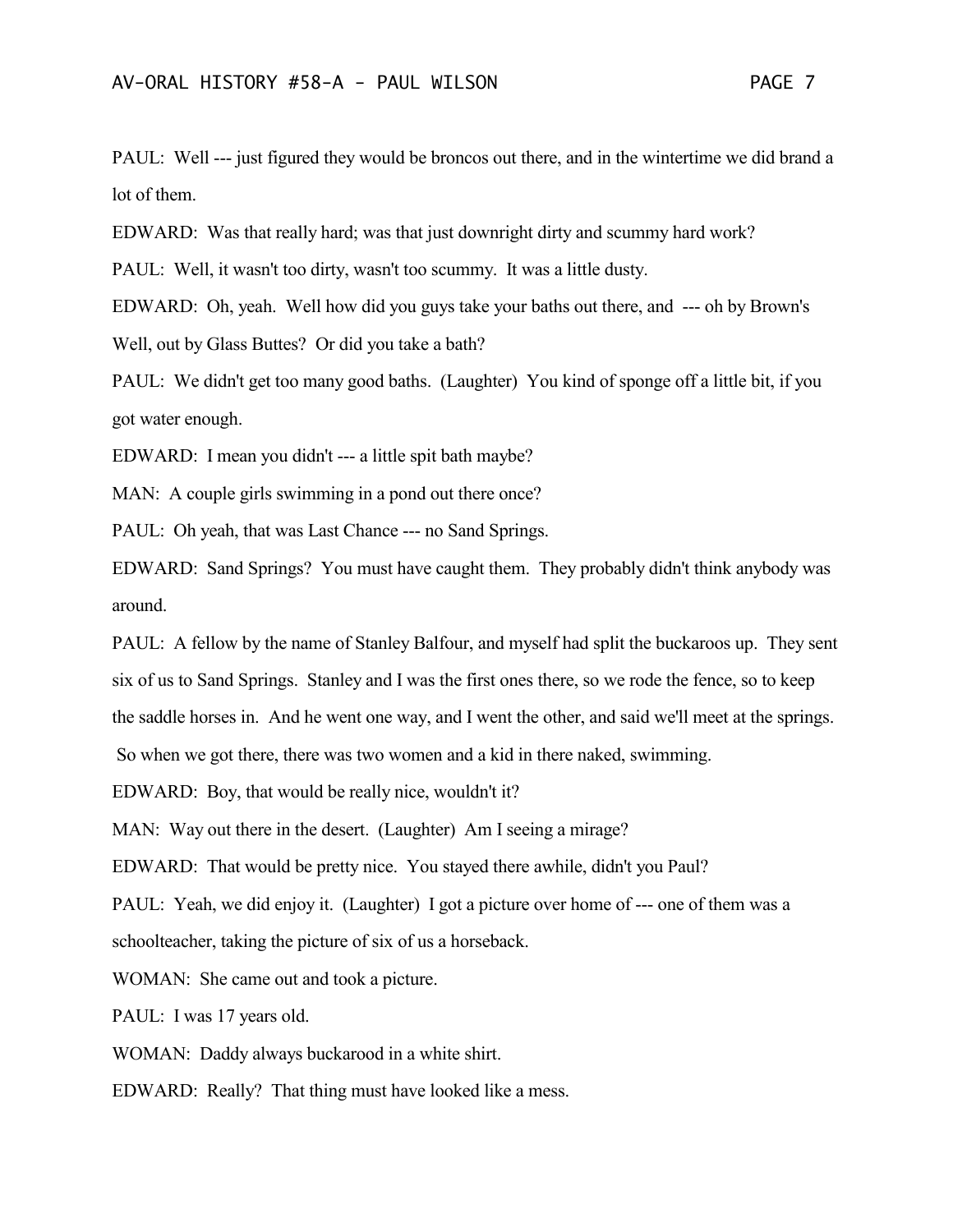PAUL: Well --- just figured they would be broncos out there, and in the wintertime we did brand a lot of them.

EDWARD: Was that really hard; was that just downright dirty and scummy hard work?

PAUL: Well, it wasn't too dirty, wasn't too scummy. It was a little dusty.

EDWARD: Oh, yeah. Well how did you guys take your baths out there, and --- oh by Brown's Well, out by Glass Buttes? Or did you take a bath?

PAUL: We didn't get too many good baths. (Laughter) You kind of sponge off a little bit, if you got water enough.

EDWARD: I mean you didn't --- a little spit bath maybe?

MAN: A couple girls swimming in a pond out there once?

PAUL: Oh yeah, that was Last Chance --- no Sand Springs.

EDWARD: Sand Springs? You must have caught them. They probably didn't think anybody was around.

PAUL: A fellow by the name of Stanley Balfour, and myself had split the buckaroos up. They sent six of us to Sand Springs. Stanley and I was the first ones there, so we rode the fence, so to keep the saddle horses in. And he went one way, and I went the other, and said we'll meet at the springs. So when we got there, there was two women and a kid in there naked, swimming.

EDWARD: Boy, that would be really nice, wouldn't it?

MAN: Way out there in the desert. (Laughter) Am I seeing a mirage?

EDWARD: That would be pretty nice. You stayed there awhile, didn't you Paul?

PAUL: Yeah, we did enjoy it. (Laughter) I got a picture over home of --- one of them was a schoolteacher, taking the picture of six of us a horseback.

WOMAN: She came out and took a picture.

PAUL: I was 17 years old.

WOMAN: Daddy always buckarood in a white shirt.

EDWARD: Really? That thing must have looked like a mess.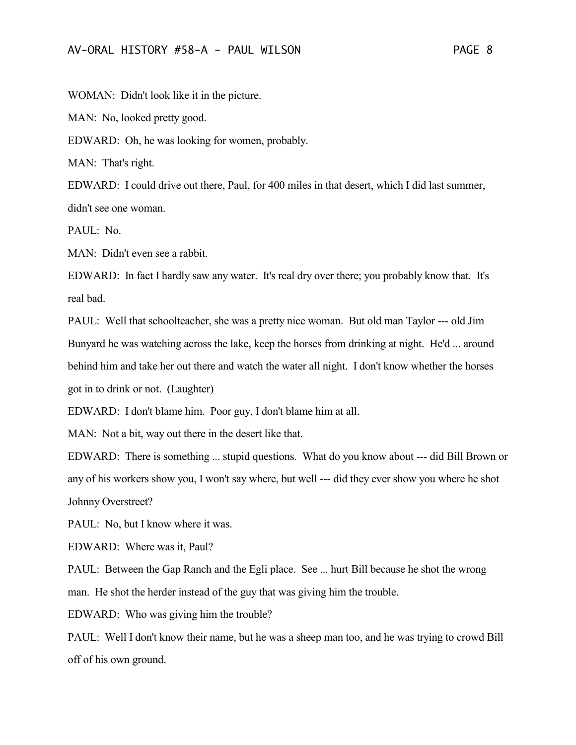WOMAN: Didn't look like it in the picture.

MAN: No, looked pretty good.

EDWARD: Oh, he was looking for women, probably.

MAN: That's right.

EDWARD: I could drive out there, Paul, for 400 miles in that desert, which I did last summer, didn't see one woman.

PAUL: No.

MAN: Didn't even see a rabbit.

EDWARD: In fact I hardly saw any water. It's real dry over there; you probably know that. It's real bad.

PAUL: Well that schoolteacher, she was a pretty nice woman. But old man Taylor --- old Jim Bunyard he was watching across the lake, keep the horses from drinking at night. He'd ... around behind him and take her out there and watch the water all night. I don't know whether the horses got in to drink or not. (Laughter)

EDWARD: I don't blame him. Poor guy, I don't blame him at all.

MAN: Not a bit, way out there in the desert like that.

EDWARD: There is something ... stupid questions. What do you know about --- did Bill Brown or any of his workers show you, I won't say where, but well --- did they ever show you where he shot Johnny Overstreet?

PAUL: No, but I know where it was.

EDWARD: Where was it, Paul?

PAUL: Between the Gap Ranch and the Egli place. See ... hurt Bill because he shot the wrong man. He shot the herder instead of the guy that was giving him the trouble.

EDWARD: Who was giving him the trouble?

PAUL: Well I don't know their name, but he was a sheep man too, and he was trying to crowd Bill off of his own ground.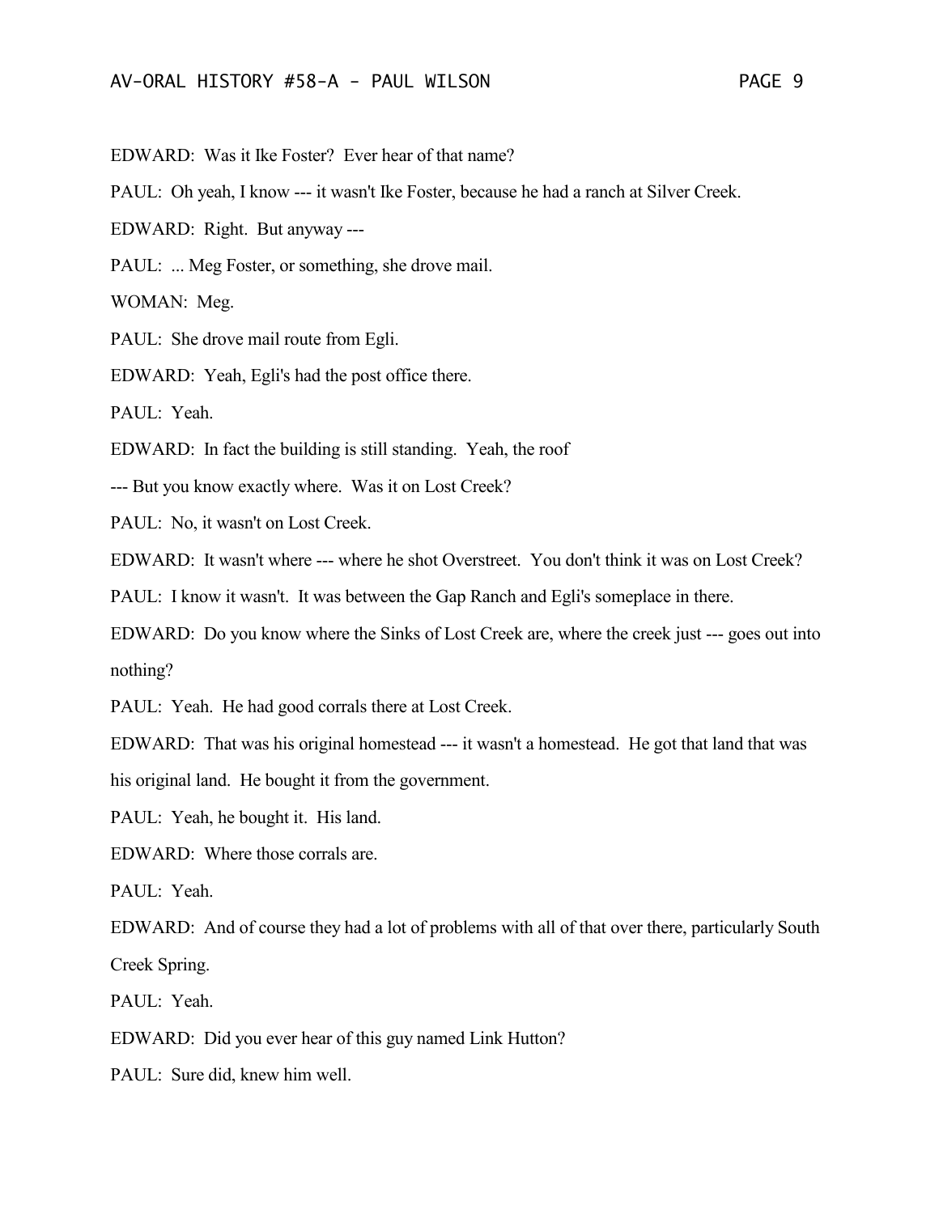EDWARD: Was it Ike Foster? Ever hear of that name?

PAUL: Oh yeah, I know --- it wasn't Ike Foster, because he had a ranch at Silver Creek.

EDWARD: Right. But anyway ---

PAUL: ... Meg Foster, or something, she drove mail.

WOMAN: Meg.

PAUL: She drove mail route from Egli.

EDWARD: Yeah, Egli's had the post office there.

PAUL: Yeah.

EDWARD: In fact the building is still standing. Yeah, the roof

--- But you know exactly where. Was it on Lost Creek?

PAUL: No, it wasn't on Lost Creek.

EDWARD: It wasn't where --- where he shot Overstreet. You don't think it was on Lost Creek?

PAUL: I know it wasn't. It was between the Gap Ranch and Egli's someplace in there.

EDWARD: Do you know where the Sinks of Lost Creek are, where the creek just --- goes out into nothing?

PAUL: Yeah. He had good corrals there at Lost Creek.

EDWARD: That was his original homestead --- it wasn't a homestead. He got that land that was his original land. He bought it from the government.

PAUL: Yeah, he bought it. His land.

EDWARD: Where those corrals are.

PAUL: Yeah.

EDWARD: And of course they had a lot of problems with all of that over there, particularly South Creek Spring.

PAUL: Yeah.

EDWARD: Did you ever hear of this guy named Link Hutton?

PAUL: Sure did, knew him well.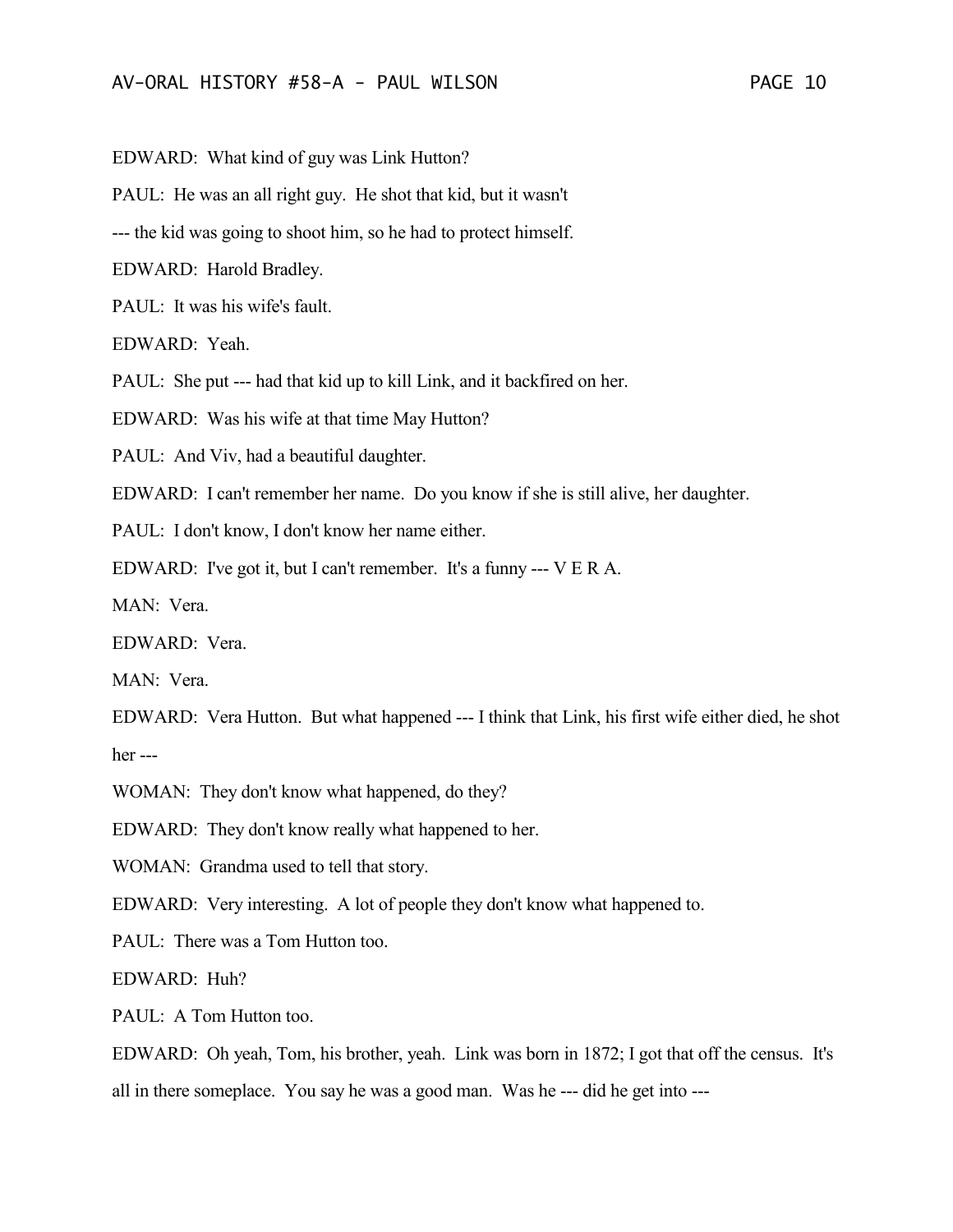EDWARD: What kind of guy was Link Hutton?

PAUL: He was an all right guy. He shot that kid, but it wasn't --- the kid was going to shoot him, so he had to protect himself.

EDWARD: Harold Bradley.

PAUL: It was his wife's fault.

EDWARD: Yeah.

PAUL: She put --- had that kid up to kill Link, and it backfired on her.

EDWARD: Was his wife at that time May Hutton?

PAUL: And Viv, had a beautiful daughter.

EDWARD: I can't remember her name. Do you know if she is still alive, her daughter.

PAUL: I don't know, I don't know her name either.

EDWARD: I've got it, but I can't remember. It's a funny --- V E R A.

MAN: Vera.

EDWARD: Vera.

MAN: Vera.

EDWARD: Vera Hutton. But what happened --- I think that Link, his first wife either died, he shot her ---

WOMAN: They don't know what happened, do they?

EDWARD: They don't know really what happened to her.

WOMAN: Grandma used to tell that story.

EDWARD: Very interesting. A lot of people they don't know what happened to.

PAUL: There was a Tom Hutton too.

EDWARD: Huh?

PAUL: A Tom Hutton too.

EDWARD: Oh yeah, Tom, his brother, yeah. Link was born in 1872; I got that off the census. It's all in there someplace. You say he was a good man. Was he --- did he get into ---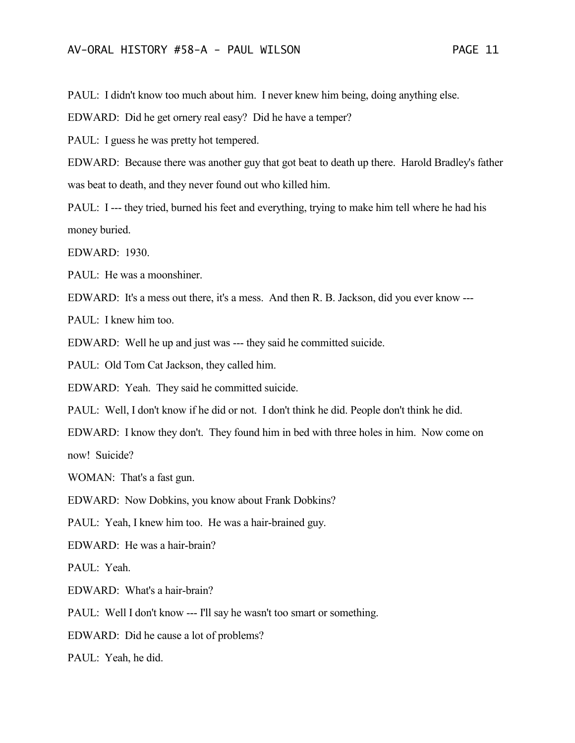PAUL: I didn't know too much about him. I never knew him being, doing anything else.

EDWARD: Did he get ornery real easy? Did he have a temper?

PAUL: I guess he was pretty hot tempered.

EDWARD: Because there was another guy that got beat to death up there. Harold Bradley's father was beat to death, and they never found out who killed him.

PAUL: I --- they tried, burned his feet and everything, trying to make him tell where he had his money buried.

EDWARD: 1930.

PAUL: He was a moonshiner.

EDWARD: It's a mess out there, it's a mess. And then R. B. Jackson, did you ever know ---

PAUL: I knew him too.

EDWARD: Well he up and just was --- they said he committed suicide.

PAUL: Old Tom Cat Jackson, they called him.

EDWARD: Yeah. They said he committed suicide.

PAUL: Well, I don't know if he did or not. I don't think he did. People don't think he did.

EDWARD: I know they don't. They found him in bed with three holes in him. Now come on now! Suicide?

WOMAN: That's a fast gun.

EDWARD: Now Dobkins, you know about Frank Dobkins?

PAUL: Yeah, I knew him too. He was a hair-brained guy.

EDWARD: He was a hair-brain?

PAUL: Yeah.

EDWARD: What's a hair-brain?

PAUL: Well I don't know --- I'll say he wasn't too smart or something.

EDWARD: Did he cause a lot of problems?

PAUL: Yeah, he did.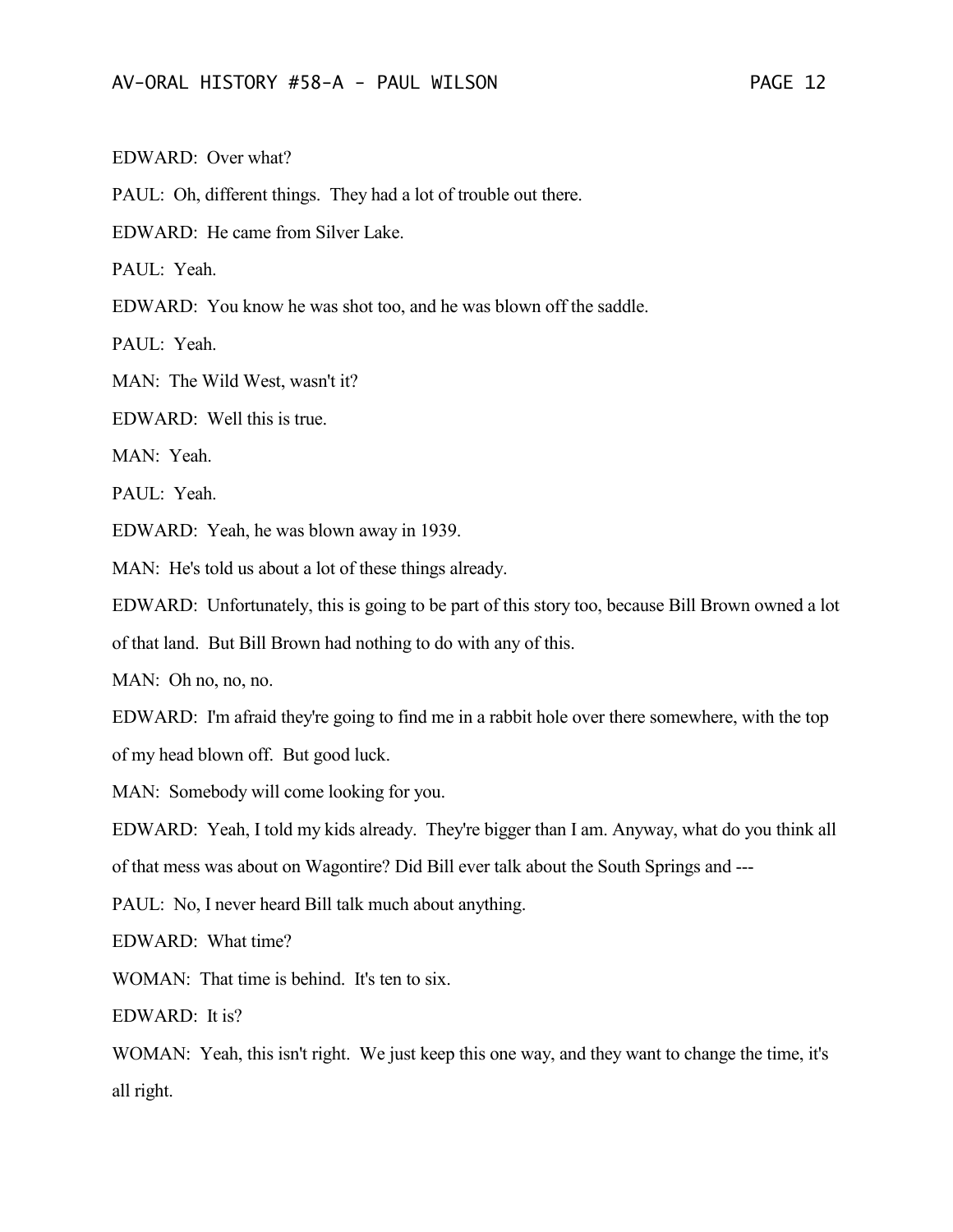EDWARD: Over what?

PAUL: Oh, different things. They had a lot of trouble out there.

EDWARD: He came from Silver Lake.

PAUL: Yeah.

EDWARD: You know he was shot too, and he was blown off the saddle.

PAUL: Yeah.

MAN: The Wild West, wasn't it?

EDWARD: Well this is true.

MAN: Yeah.

PAUL: Yeah.

EDWARD: Yeah, he was blown away in 1939.

MAN: He's told us about a lot of these things already.

EDWARD: Unfortunately, this is going to be part of this story too, because Bill Brown owned a lot of that land. But Bill Brown had nothing to do with any of this.

MAN: Oh no, no, no.

EDWARD: I'm afraid they're going to find me in a rabbit hole over there somewhere, with the top of my head blown off. But good luck.

MAN: Somebody will come looking for you.

EDWARD: Yeah, I told my kids already. They're bigger than I am. Anyway, what do you think all of that mess was about on Wagontire? Did Bill ever talk about the South Springs and ---

PAUL: No, I never heard Bill talk much about anything.

EDWARD: What time?

WOMAN: That time is behind. It's ten to six.

EDWARD: It is?

WOMAN: Yeah, this isn't right. We just keep this one way, and they want to change the time, it's all right.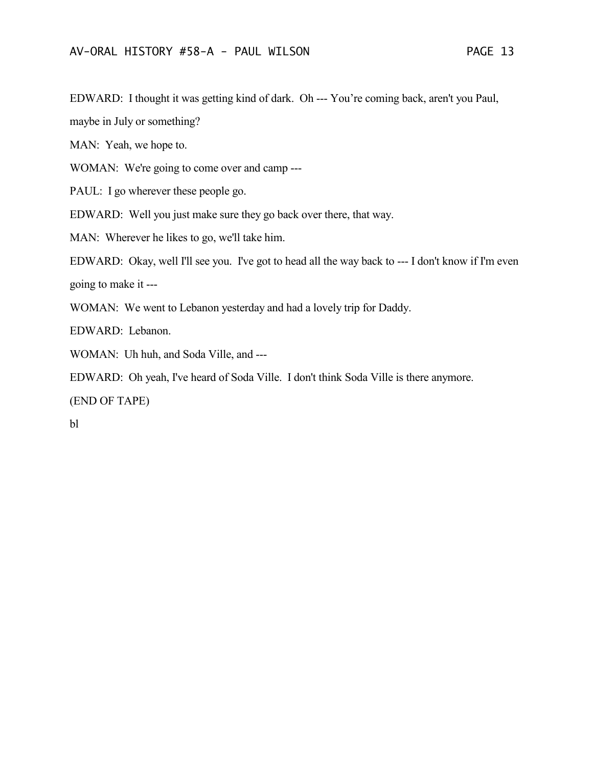EDWARD: I thought it was getting kind of dark. Oh --- You're coming back, aren't you Paul, maybe in July or something?

MAN: Yeah, we hope to.

WOMAN: We're going to come over and camp ---

PAUL: I go wherever these people go.

EDWARD: Well you just make sure they go back over there, that way.

MAN: Wherever he likes to go, we'll take him.

EDWARD: Okay, well I'll see you. I've got to head all the way back to --- I don't know if I'm even going to make it ---

WOMAN: We went to Lebanon yesterday and had a lovely trip for Daddy.

EDWARD: Lebanon.

WOMAN: Uh huh, and Soda Ville, and ---

EDWARD: Oh yeah, I've heard of Soda Ville. I don't think Soda Ville is there anymore.

(END OF TAPE)

bl